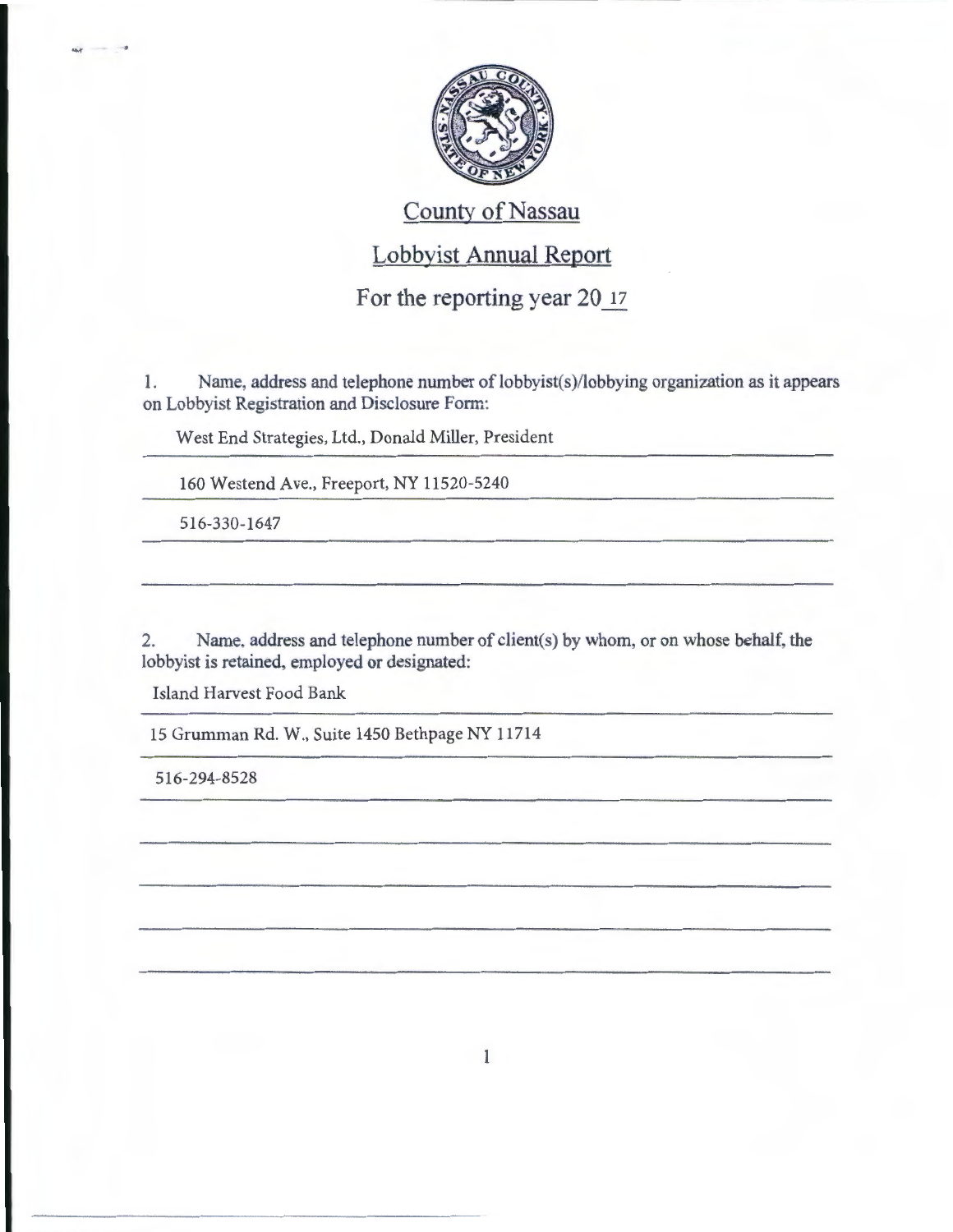# County of Nassau

## Lobbyist Annual Report

### For the reporting year 20 17

1. Name, address and telephone number of lobbyist(s)/lobbying organization as it appears on Lobbyist Registration and Disclosure Form:

West End Strategies, Ltd., Donald Miller, President

160 Westend Ave., Freeport, NY 11520-5240

516-330-1647

2. Name, address and telephone number of client(s) by whom, or on whose behalf, the lobbyist is retained, employed or designated:

Island Harvest Food Bank

15 Grumman Rd. W., Suite 1450 Bethpage NY 11714

516-294-8528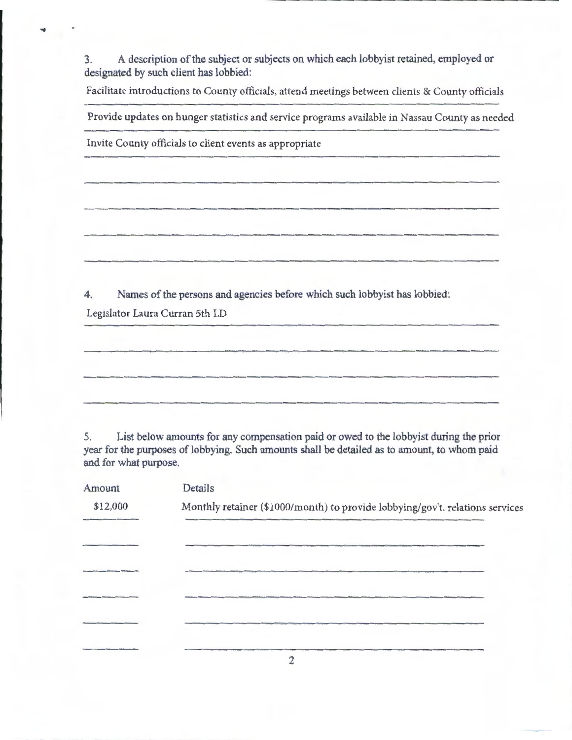3. A description of the subject or subjects on which each lobbyist retained, employed or designated by such client has lobbied:

Facilitate introductions to County officials, attend meetings between clients & County officials

Provide updates on hunger statistics and service programs available in Nassau County as needed

Invite County officials to client events as appropriate

4. Names of the persons and agencies before which such lobbyist has lobbied:

Legislator Laura Curran 5th LD

5. List below amounts for any compensation paid or owed to the lobbyist during the prior year for the purposes of lobbying. Such amounts shall be detailed as to amount, to whom paid and for what purpose.

| Amount | Details |
|---|---|
| $12,000 | Monthly retainer ($1000/month) to provide lobbying/gov't. relations services |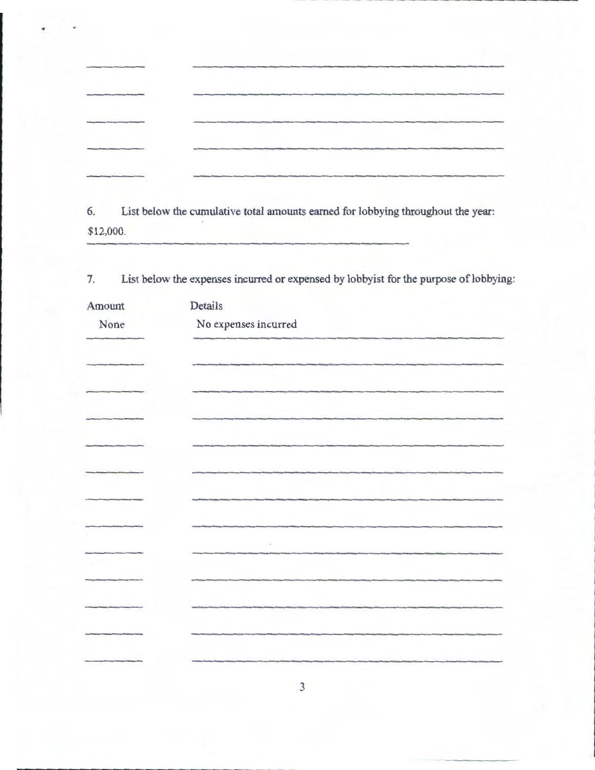6. List below the cumulative total amounts earned for lobbying throughout the year:

$12,000.

7. List below the expenses incurred or expensed by lobbyist for the purpose of lobbying:

| Amount | Details |
| --- | --- |
| None | No expenses incurred |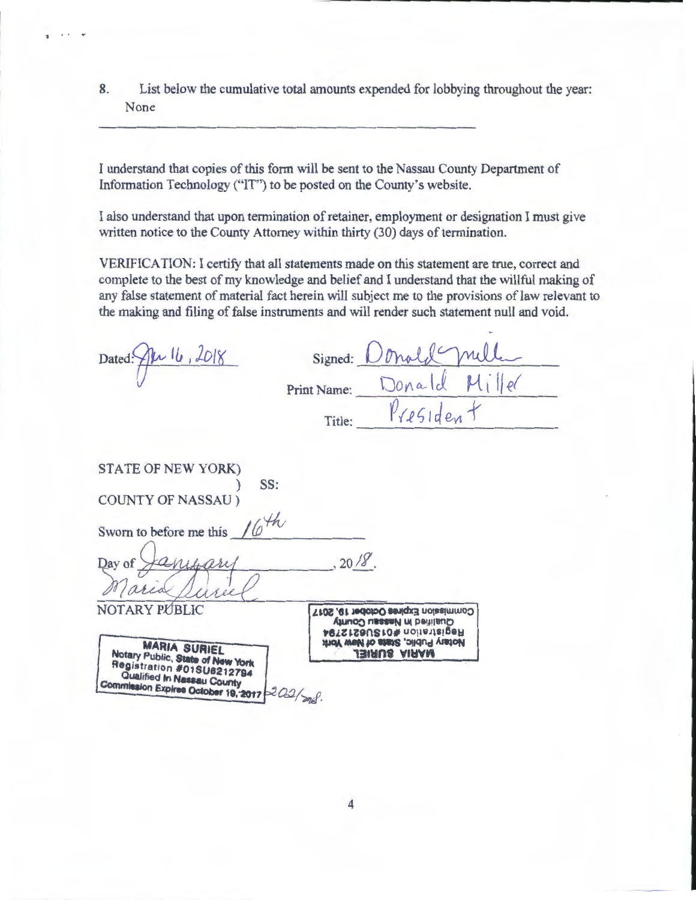8. List below the cumulative total amounts expended for lobbying throughout the year:
None

I understand that copies of this form will be sent to the Nassau County Department of Information Technology ("IT") to be posted on the County's website.

I also understand that upon termination of retainer, employment or designation I must give written notice to the County Attorney within thirty (30) days of termination.

VERIFICATION: I certify that all statements made on this statement are true, correct and complete to the best of my knowledge and belief and I understand that the willful making of any false statement of material fact herein will subject me to the provisions of law relevant to the making and filing of false instruments and will render such statement null and void.

Dated: Jan 16, 2018

Signed: Donald Miller

Print Name: Donald Miller

Title: President

STATE OF NEW YORK)
) SS:
COUNTY OF NASSAU )

Sworn to before me this 16th

Day of January, 2018.

Maria Suriel

NOTARY PUBLIC

MARIA SURIEL
Notary Public, State of New York
Registration #01SU6212794
Qualified in Nassau County
Commission Expires October 19, 2017 2021/2018.